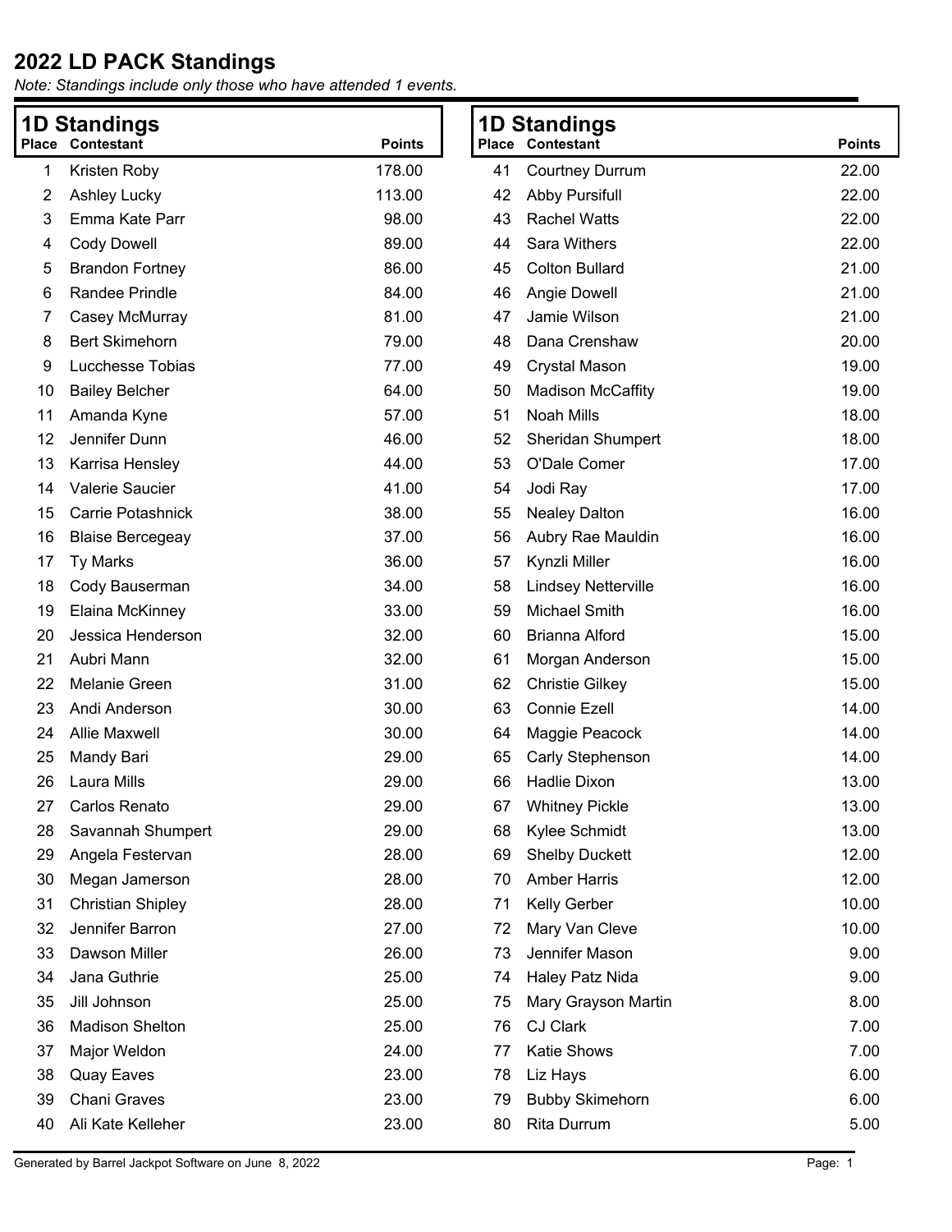# 2022 LD PACK Standings

*Note: Standings include only those who have attended 1 events.*

## 1D Standings

| Place | Contestant | Points |
|---|---|---|
| 1 | Kristen Roby | 178.00 |
| 2 | Ashley Lucky | 113.00 |
| 3 | Emma Kate Parr | 98.00 |
| 4 | Cody Dowell | 89.00 |
| 5 | Brandon Fortney | 86.00 |
| 6 | Randee Prindle | 84.00 |
| 7 | Casey McMurray | 81.00 |
| 8 | Bert Skimehorn | 79.00 |
| 9 | Lucchesse Tobias | 77.00 |
| 10 | Bailey Belcher | 64.00 |
| 11 | Amanda Kyne | 57.00 |
| 12 | Jennifer Dunn | 46.00 |
| 13 | Karrisa Hensley | 44.00 |
| 14 | Valerie Saucier | 41.00 |
| 15 | Carrie Potashnick | 38.00 |
| 16 | Blaise Bercegeay | 37.00 |
| 17 | Ty Marks | 36.00 |
| 18 | Cody Bauserman | 34.00 |
| 19 | Elaina McKinney | 33.00 |
| 20 | Jessica Henderson | 32.00 |
| 21 | Aubri Mann | 32.00 |
| 22 | Melanie Green | 31.00 |
| 23 | Andi Anderson | 30.00 |
| 24 | Allie Maxwell | 30.00 |
| 25 | Mandy Bari | 29.00 |
| 26 | Laura Mills | 29.00 |
| 27 | Carlos Renato | 29.00 |
| 28 | Savannah Shumpert | 29.00 |
| 29 | Angela Festervan | 28.00 |
| 30 | Megan Jamerson | 28.00 |
| 31 | Christian Shipley | 28.00 |
| 32 | Jennifer Barron | 27.00 |
| 33 | Dawson Miller | 26.00 |
| 34 | Jana Guthrie | 25.00 |
| 35 | Jill Johnson | 25.00 |
| 36 | Madison Shelton | 25.00 |
| 37 | Major Weldon | 24.00 |
| 38 | Quay Eaves | 23.00 |
| 39 | Chani Graves | 23.00 |
| 40 | Ali Kate Kelleher | 23.00 |
| 41 | Courtney Durrum | 22.00 |
| 42 | Abby Pursifull | 22.00 |
| 43 | Rachel Watts | 22.00 |
| 44 | Sara Withers | 22.00 |
| 45 | Colton Bullard | 21.00 |
| 46 | Angie Dowell | 21.00 |
| 47 | Jamie Wilson | 21.00 |
| 48 | Dana Crenshaw | 20.00 |
| 49 | Crystal Mason | 19.00 |
| 50 | Madison McCaffity | 19.00 |
| 51 | Noah Mills | 18.00 |
| 52 | Sheridan Shumpert | 18.00 |
| 53 | O'Dale Comer | 17.00 |
| 54 | Jodi Ray | 17.00 |
| 55 | Nealey Dalton | 16.00 |
| 56 | Aubry Rae Mauldin | 16.00 |
| 57 | Kynzli Miller | 16.00 |
| 58 | Lindsey Netterville | 16.00 |
| 59 | Michael Smith | 16.00 |
| 60 | Brianna Alford | 15.00 |
| 61 | Morgan Anderson | 15.00 |
| 62 | Christie Gilkey | 15.00 |
| 63 | Connie Ezell | 14.00 |
| 64 | Maggie Peacock | 14.00 |
| 65 | Carly Stephenson | 14.00 |
| 66 | Hadlie Dixon | 13.00 |
| 67 | Whitney Pickle | 13.00 |
| 68 | Kylee Schmidt | 13.00 |
| 69 | Shelby Duckett | 12.00 |
| 70 | Amber Harris | 12.00 |
| 71 | Kelly Gerber | 10.00 |
| 72 | Mary Van Cleve | 10.00 |
| 73 | Jennifer Mason | 9.00 |
| 74 | Haley Patz Nida | 9.00 |
| 75 | Mary Grayson Martin | 8.00 |
| 76 | CJ Clark | 7.00 |
| 77 | Katie Shows | 7.00 |
| 78 | Liz Hays | 6.00 |
| 79 | Bubby Skimehorn | 6.00 |
| 80 | Rita Durrum | 5.00 |

Generated by Barrel Jackpot Software on June 8, 2022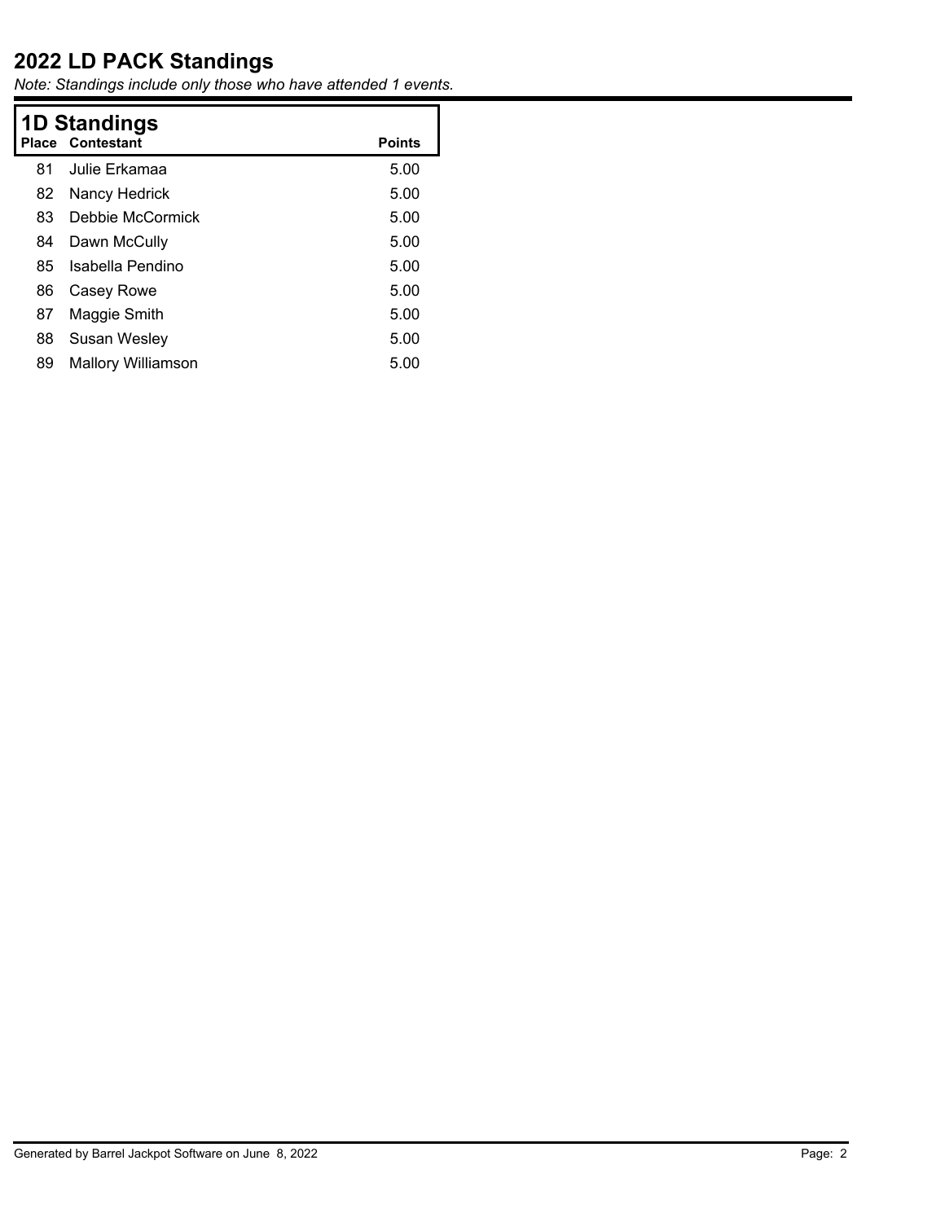# 2022 LD PACK Standings

*Note: Standings include only those who have attended 1 events.*

## 1D Standings

| Place | Contestant | Points |
|---|---|---|
| 81 | Julie Erkamaa | 5.00 |
| 82 | Nancy Hedrick | 5.00 |
| 83 | Debbie McCormick | 5.00 |
| 84 | Dawn McCully | 5.00 |
| 85 | Isabella Pendino | 5.00 |
| 86 | Casey Rowe | 5.00 |
| 87 | Maggie Smith | 5.00 |
| 88 | Susan Wesley | 5.00 |
| 89 | Mallory Williamson | 5.00 |

Generated by Barrel Jackpot Software on June 8, 2022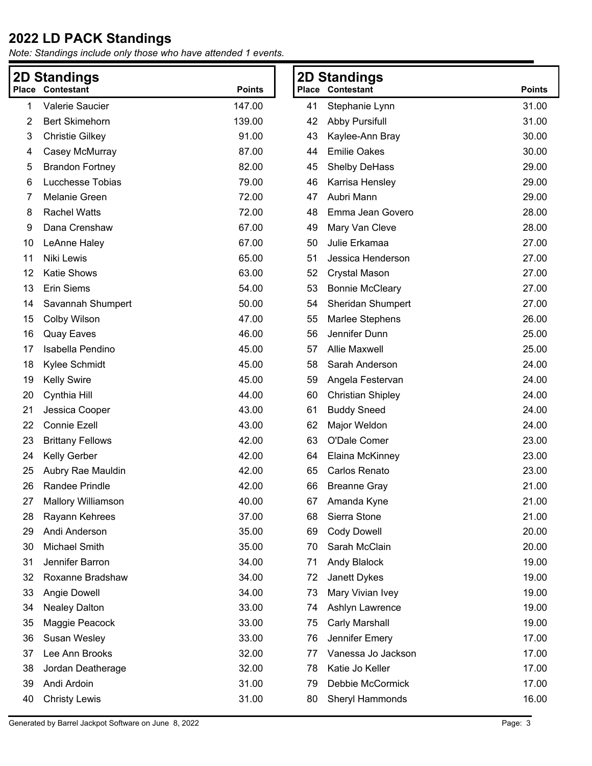# 2022 LD PACK Standings

*Note: Standings include only those who have attended 1 events.*

## 2D Standings

| Place | Contestant | Points |
|---|---|---|
| 1 | Valerie Saucier | 147.00 |
| 2 | Bert Skimehorn | 139.00 |
| 3 | Christie Gilkey | 91.00 |
| 4 | Casey McMurray | 87.00 |
| 5 | Brandon Fortney | 82.00 |
| 6 | Lucchesse Tobias | 79.00 |
| 7 | Melanie Green | 72.00 |
| 8 | Rachel Watts | 72.00 |
| 9 | Dana Crenshaw | 67.00 |
| 10 | LeAnne Haley | 67.00 |
| 11 | Niki Lewis | 65.00 |
| 12 | Katie Shows | 63.00 |
| 13 | Erin Siems | 54.00 |
| 14 | Savannah Shumpert | 50.00 |
| 15 | Colby Wilson | 47.00 |
| 16 | Quay Eaves | 46.00 |
| 17 | Isabella Pendino | 45.00 |
| 18 | Kylee Schmidt | 45.00 |
| 19 | Kelly Swire | 45.00 |
| 20 | Cynthia Hill | 44.00 |
| 21 | Jessica Cooper | 43.00 |
| 22 | Connie Ezell | 43.00 |
| 23 | Brittany Fellows | 42.00 |
| 24 | Kelly Gerber | 42.00 |
| 25 | Aubry Rae Mauldin | 42.00 |
| 26 | Randee Prindle | 42.00 |
| 27 | Mallory Williamson | 40.00 |
| 28 | Rayann Kehrees | 37.00 |
| 29 | Andi Anderson | 35.00 |
| 30 | Michael Smith | 35.00 |
| 31 | Jennifer Barron | 34.00 |
| 32 | Roxanne Bradshaw | 34.00 |
| 33 | Angie Dowell | 34.00 |
| 34 | Nealey Dalton | 33.00 |
| 35 | Maggie Peacock | 33.00 |
| 36 | Susan Wesley | 33.00 |
| 37 | Lee Ann Brooks | 32.00 |
| 38 | Jordan Deatherage | 32.00 |
| 39 | Andi Ardoin | 31.00 |
| 40 | Christy Lewis | 31.00 |
| 41 | Stephanie Lynn | 31.00 |
| 42 | Abby Pursifull | 31.00 |
| 43 | Kaylee-Ann Bray | 30.00 |
| 44 | Emilie Oakes | 30.00 |
| 45 | Shelby DeHass | 29.00 |
| 46 | Karrisa Hensley | 29.00 |
| 47 | Aubri Mann | 29.00 |
| 48 | Emma Jean Govero | 28.00 |
| 49 | Mary Van Cleve | 28.00 |
| 50 | Julie Erkamaa | 27.00 |
| 51 | Jessica Henderson | 27.00 |
| 52 | Crystal Mason | 27.00 |
| 53 | Bonnie McCleary | 27.00 |
| 54 | Sheridan Shumpert | 27.00 |
| 55 | Marlee Stephens | 26.00 |
| 56 | Jennifer Dunn | 25.00 |
| 57 | Allie Maxwell | 25.00 |
| 58 | Sarah Anderson | 24.00 |
| 59 | Angela Festervan | 24.00 |
| 60 | Christian Shipley | 24.00 |
| 61 | Buddy Sneed | 24.00 |
| 62 | Major Weldon | 24.00 |
| 63 | O'Dale Comer | 23.00 |
| 64 | Elaina McKinney | 23.00 |
| 65 | Carlos Renato | 23.00 |
| 66 | Breanne Gray | 21.00 |
| 67 | Amanda Kyne | 21.00 |
| 68 | Sierra Stone | 21.00 |
| 69 | Cody Dowell | 20.00 |
| 70 | Sarah McClain | 20.00 |
| 71 | Andy Blalock | 19.00 |
| 72 | Janett Dykes | 19.00 |
| 73 | Mary Vivian Ivey | 19.00 |
| 74 | Ashlyn Lawrence | 19.00 |
| 75 | Carly Marshall | 19.00 |
| 76 | Jennifer Emery | 17.00 |
| 77 | Vanessa Jo Jackson | 17.00 |
| 78 | Katie Jo Keller | 17.00 |
| 79 | Debbie McCormick | 17.00 |
| 80 | Sheryl Hammonds | 16.00 |

Generated by Barrel Jackpot Software on June 8, 2022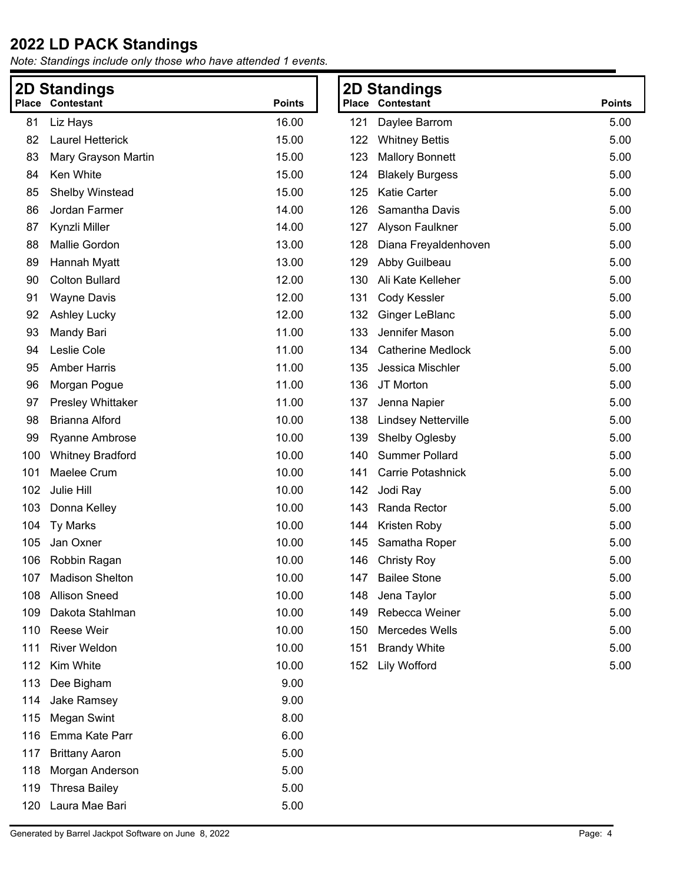## 2022 LD PACK Standings

*Note: Standings include only those who have attended 1 events.*

### 2D Standings

| Place | Contestant | Points |
|---|---|---|
| 81 | Liz Hays | 16.00 |
| 82 | Laurel Hetterick | 15.00 |
| 83 | Mary Grayson Martin | 15.00 |
| 84 | Ken White | 15.00 |
| 85 | Shelby Winstead | 15.00 |
| 86 | Jordan Farmer | 14.00 |
| 87 | Kynzli Miller | 14.00 |
| 88 | Mallie Gordon | 13.00 |
| 89 | Hannah Myatt | 13.00 |
| 90 | Colton Bullard | 12.00 |
| 91 | Wayne Davis | 12.00 |
| 92 | Ashley Lucky | 12.00 |
| 93 | Mandy Bari | 11.00 |
| 94 | Leslie Cole | 11.00 |
| 95 | Amber Harris | 11.00 |
| 96 | Morgan Pogue | 11.00 |
| 97 | Presley Whittaker | 11.00 |
| 98 | Brianna Alford | 10.00 |
| 99 | Ryanne Ambrose | 10.00 |
| 100 | Whitney Bradford | 10.00 |
| 101 | Maelee Crum | 10.00 |
| 102 | Julie Hill | 10.00 |
| 103 | Donna Kelley | 10.00 |
| 104 | Ty Marks | 10.00 |
| 105 | Jan Oxner | 10.00 |
| 106 | Robbin Ragan | 10.00 |
| 107 | Madison Shelton | 10.00 |
| 108 | Allison Sneed | 10.00 |
| 109 | Dakota Stahlman | 10.00 |
| 110 | Reese Weir | 10.00 |
| 111 | River Weldon | 10.00 |
| 112 | Kim White | 10.00 |
| 113 | Dee Bigham | 9.00 |
| 114 | Jake Ramsey | 9.00 |
| 115 | Megan Swint | 8.00 |
| 116 | Emma Kate Parr | 6.00 |
| 117 | Brittany Aaron | 5.00 |
| 118 | Morgan Anderson | 5.00 |
| 119 | Thresa Bailey | 5.00 |
| 120 | Laura Mae Bari | 5.00 |
| 121 | Daylee Barrom | 5.00 |
| 122 | Whitney Bettis | 5.00 |
| 123 | Mallory Bonnett | 5.00 |
| 124 | Blakely Burgess | 5.00 |
| 125 | Katie Carter | 5.00 |
| 126 | Samantha Davis | 5.00 |
| 127 | Alyson Faulkner | 5.00 |
| 128 | Diana Freyaldenhoven | 5.00 |
| 129 | Abby Guilbeau | 5.00 |
| 130 | Ali Kate Kelleher | 5.00 |
| 131 | Cody Kessler | 5.00 |
| 132 | Ginger LeBlanc | 5.00 |
| 133 | Jennifer Mason | 5.00 |
| 134 | Catherine Medlock | 5.00 |
| 135 | Jessica Mischler | 5.00 |
| 136 | JT Morton | 5.00 |
| 137 | Jenna Napier | 5.00 |
| 138 | Lindsey Netterville | 5.00 |
| 139 | Shelby Oglesby | 5.00 |
| 140 | Summer Pollard | 5.00 |
| 141 | Carrie Potashnick | 5.00 |
| 142 | Jodi Ray | 5.00 |
| 143 | Randa Rector | 5.00 |
| 144 | Kristen Roby | 5.00 |
| 145 | Samatha Roper | 5.00 |
| 146 | Christy Roy | 5.00 |
| 147 | Bailee Stone | 5.00 |
| 148 | Jena Taylor | 5.00 |
| 149 | Rebecca Weiner | 5.00 |
| 150 | Mercedes Wells | 5.00 |
| 151 | Brandy White | 5.00 |
| 152 | Lily Wofford | 5.00 |

Generated by Barrel Jackpot Software on June 8, 2022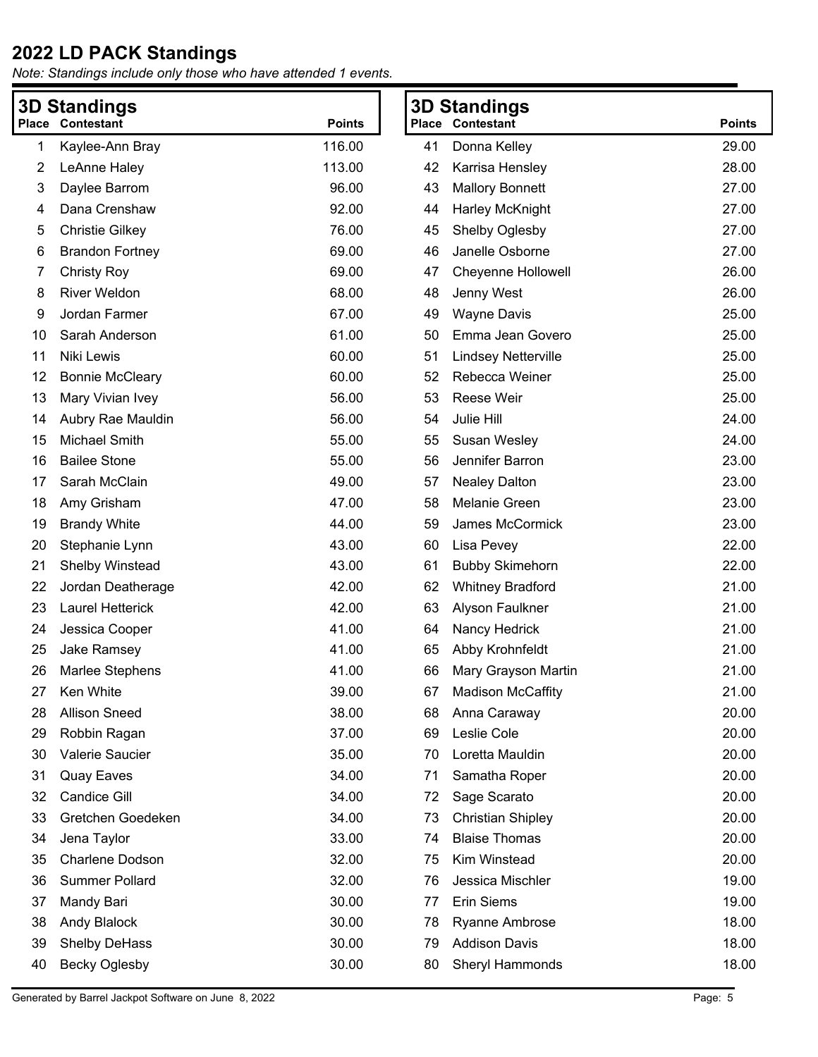# 2022 LD PACK Standings

*Note: Standings include only those who have attended 1 events.*

## 3D Standings

| Place | Contestant | Points |
|---|---|---|
| 1 | Kaylee-Ann Bray | 116.00 |
| 2 | LeAnne Haley | 113.00 |
| 3 | Daylee Barrom | 96.00 |
| 4 | Dana Crenshaw | 92.00 |
| 5 | Christie Gilkey | 76.00 |
| 6 | Brandon Fortney | 69.00 |
| 7 | Christy Roy | 69.00 |
| 8 | River Weldon | 68.00 |
| 9 | Jordan Farmer | 67.00 |
| 10 | Sarah Anderson | 61.00 |
| 11 | Niki Lewis | 60.00 |
| 12 | Bonnie McCleary | 60.00 |
| 13 | Mary Vivian Ivey | 56.00 |
| 14 | Aubry Rae Mauldin | 56.00 |
| 15 | Michael Smith | 55.00 |
| 16 | Bailee Stone | 55.00 |
| 17 | Sarah McClain | 49.00 |
| 18 | Amy Grisham | 47.00 |
| 19 | Brandy White | 44.00 |
| 20 | Stephanie Lynn | 43.00 |
| 21 | Shelby Winstead | 43.00 |
| 22 | Jordan Deatherage | 42.00 |
| 23 | Laurel Hetterick | 42.00 |
| 24 | Jessica Cooper | 41.00 |
| 25 | Jake Ramsey | 41.00 |
| 26 | Marlee Stephens | 41.00 |
| 27 | Ken White | 39.00 |
| 28 | Allison Sneed | 38.00 |
| 29 | Robbin Ragan | 37.00 |
| 30 | Valerie Saucier | 35.00 |
| 31 | Quay Eaves | 34.00 |
| 32 | Candice Gill | 34.00 |
| 33 | Gretchen Goedeken | 34.00 |
| 34 | Jena Taylor | 33.00 |
| 35 | Charlene Dodson | 32.00 |
| 36 | Summer Pollard | 32.00 |
| 37 | Mandy Bari | 30.00 |
| 38 | Andy Blalock | 30.00 |
| 39 | Shelby DeHass | 30.00 |
| 40 | Becky Oglesby | 30.00 |
| 41 | Donna Kelley | 29.00 |
| 42 | Karrisa Hensley | 28.00 |
| 43 | Mallory Bonnett | 27.00 |
| 44 | Harley McKnight | 27.00 |
| 45 | Shelby Oglesby | 27.00 |
| 46 | Janelle Osborne | 27.00 |
| 47 | Cheyenne Hollowell | 26.00 |
| 48 | Jenny West | 26.00 |
| 49 | Wayne Davis | 25.00 |
| 50 | Emma Jean Govero | 25.00 |
| 51 | Lindsey Netterville | 25.00 |
| 52 | Rebecca Weiner | 25.00 |
| 53 | Reese Weir | 25.00 |
| 54 | Julie Hill | 24.00 |
| 55 | Susan Wesley | 24.00 |
| 56 | Jennifer Barron | 23.00 |
| 57 | Nealey Dalton | 23.00 |
| 58 | Melanie Green | 23.00 |
| 59 | James McCormick | 23.00 |
| 60 | Lisa Pevey | 22.00 |
| 61 | Bubby Skimehorn | 22.00 |
| 62 | Whitney Bradford | 21.00 |
| 63 | Alyson Faulkner | 21.00 |
| 64 | Nancy Hedrick | 21.00 |
| 65 | Abby Krohnfeldt | 21.00 |
| 66 | Mary Grayson Martin | 21.00 |
| 67 | Madison McCaffity | 21.00 |
| 68 | Anna Caraway | 20.00 |
| 69 | Leslie Cole | 20.00 |
| 70 | Loretta Mauldin | 20.00 |
| 71 | Samatha Roper | 20.00 |
| 72 | Sage Scarato | 20.00 |
| 73 | Christian Shipley | 20.00 |
| 74 | Blaise Thomas | 20.00 |
| 75 | Kim Winstead | 20.00 |
| 76 | Jessica Mischler | 19.00 |
| 77 | Erin Siems | 19.00 |
| 78 | Ryanne Ambrose | 18.00 |
| 79 | Addison Davis | 18.00 |
| 80 | Sheryl Hammonds | 18.00 |

Generated by Barrel Jackpot Software on June 8, 2022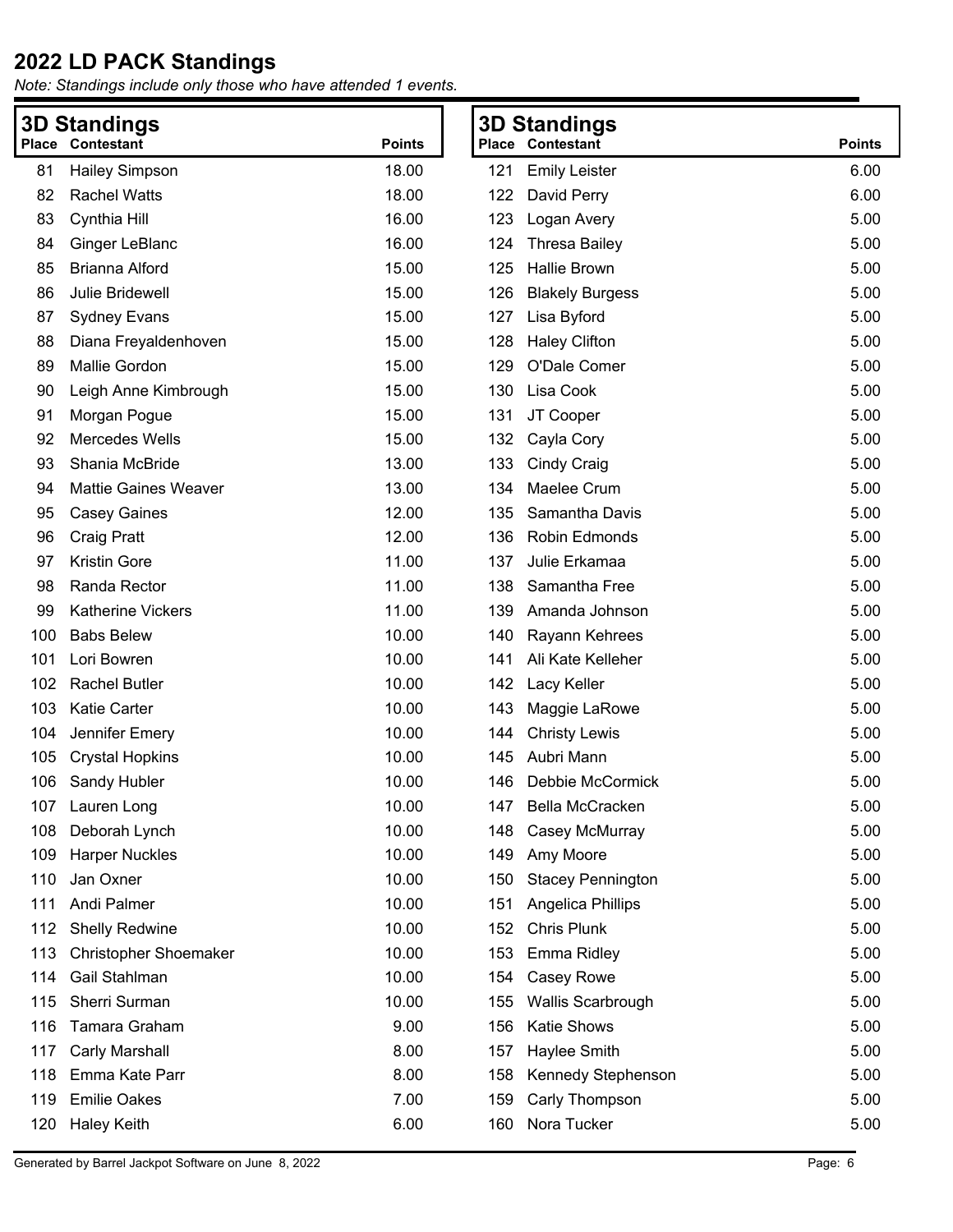# 2022 LD PACK Standings

*Note: Standings include only those who have attended 1 events.*

## 3D Standings

| Place | Contestant | Points |
|---|---|---|
| 81 | Hailey Simpson | 18.00 |
| 82 | Rachel Watts | 18.00 |
| 83 | Cynthia Hill | 16.00 |
| 84 | Ginger LeBlanc | 16.00 |
| 85 | Brianna Alford | 15.00 |
| 86 | Julie Bridewell | 15.00 |
| 87 | Sydney Evans | 15.00 |
| 88 | Diana Freyaldenhoven | 15.00 |
| 89 | Mallie Gordon | 15.00 |
| 90 | Leigh Anne Kimbrough | 15.00 |
| 91 | Morgan Pogue | 15.00 |
| 92 | Mercedes Wells | 15.00 |
| 93 | Shania McBride | 13.00 |
| 94 | Mattie Gaines Weaver | 13.00 |
| 95 | Casey Gaines | 12.00 |
| 96 | Craig Pratt | 12.00 |
| 97 | Kristin Gore | 11.00 |
| 98 | Randa Rector | 11.00 |
| 99 | Katherine Vickers | 11.00 |
| 100 | Babs Belew | 10.00 |
| 101 | Lori Bowren | 10.00 |
| 102 | Rachel Butler | 10.00 |
| 103 | Katie Carter | 10.00 |
| 104 | Jennifer Emery | 10.00 |
| 105 | Crystal Hopkins | 10.00 |
| 106 | Sandy Hubler | 10.00 |
| 107 | Lauren Long | 10.00 |
| 108 | Deborah Lynch | 10.00 |
| 109 | Harper Nuckles | 10.00 |
| 110 | Jan Oxner | 10.00 |
| 111 | Andi Palmer | 10.00 |
| 112 | Shelly Redwine | 10.00 |
| 113 | Christopher Shoemaker | 10.00 |
| 114 | Gail Stahlman | 10.00 |
| 115 | Sherri Surman | 10.00 |
| 116 | Tamara Graham | 9.00 |
| 117 | Carly Marshall | 8.00 |
| 118 | Emma Kate Parr | 8.00 |
| 119 | Emilie Oakes | 7.00 |
| 120 | Haley Keith | 6.00 |

## 3D Standings

| Place | Contestant | Points |
|---|---|---|
| 121 | Emily Leister | 6.00 |
| 122 | David Perry | 6.00 |
| 123 | Logan Avery | 5.00 |
| 124 | Thresa Bailey | 5.00 |
| 125 | Hallie Brown | 5.00 |
| 126 | Blakely Burgess | 5.00 |
| 127 | Lisa Byford | 5.00 |
| 128 | Haley Clifton | 5.00 |
| 129 | O'Dale Comer | 5.00 |
| 130 | Lisa Cook | 5.00 |
| 131 | JT Cooper | 5.00 |
| 132 | Cayla Cory | 5.00 |
| 133 | Cindy Craig | 5.00 |
| 134 | Maelee Crum | 5.00 |
| 135 | Samantha Davis | 5.00 |
| 136 | Robin Edmonds | 5.00 |
| 137 | Julie Erkamaa | 5.00 |
| 138 | Samantha Free | 5.00 |
| 139 | Amanda Johnson | 5.00 |
| 140 | Rayann Kehrees | 5.00 |
| 141 | Ali Kate Kelleher | 5.00 |
| 142 | Lacy Keller | 5.00 |
| 143 | Maggie LaRowe | 5.00 |
| 144 | Christy Lewis | 5.00 |
| 145 | Aubri Mann | 5.00 |
| 146 | Debbie McCormick | 5.00 |
| 147 | Bella McCracken | 5.00 |
| 148 | Casey McMurray | 5.00 |
| 149 | Amy Moore | 5.00 |
| 150 | Stacey Pennington | 5.00 |
| 151 | Angelica Phillips | 5.00 |
| 152 | Chris Plunk | 5.00 |
| 153 | Emma Ridley | 5.00 |
| 154 | Casey Rowe | 5.00 |
| 155 | Wallis Scarbrough | 5.00 |
| 156 | Katie Shows | 5.00 |
| 157 | Haylee Smith | 5.00 |
| 158 | Kennedy Stephenson | 5.00 |
| 159 | Carly Thompson | 5.00 |
| 160 | Nora Tucker | 5.00 |

Generated by Barrel Jackpot Software on June 8, 2022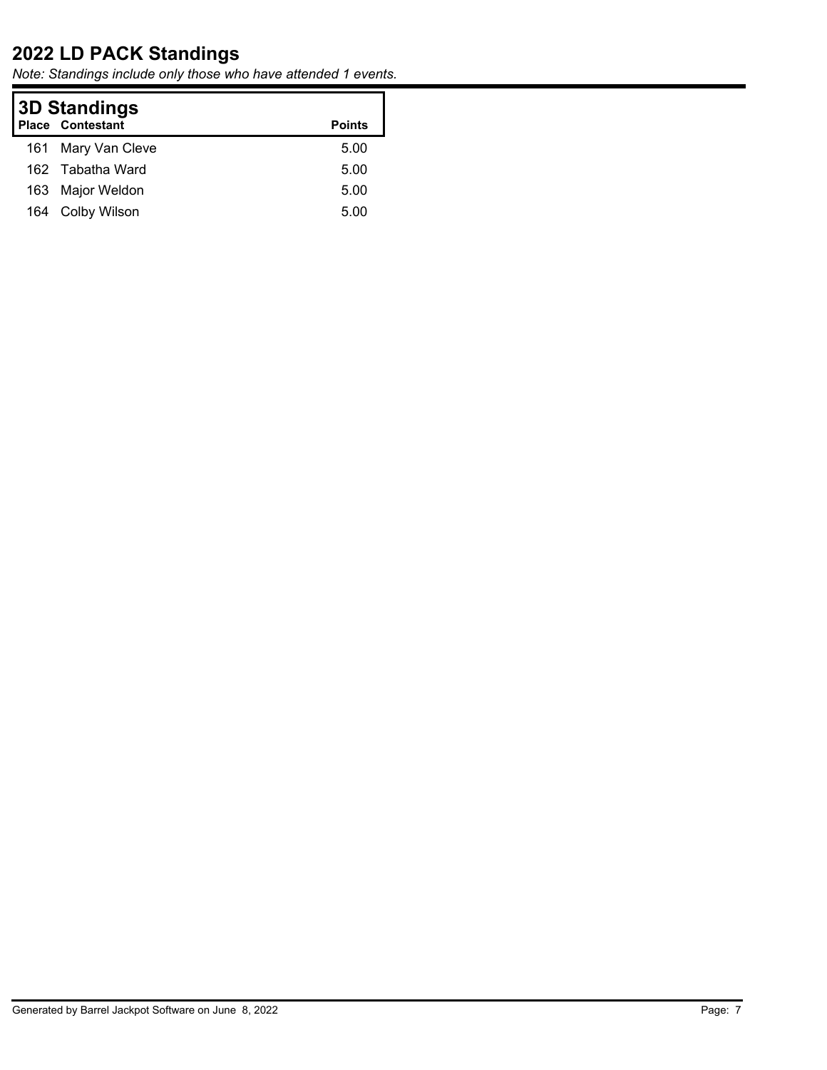# 2022 LD PACK Standings

*Note: Standings include only those who have attended 1 events.*

## 3D Standings

| Place | Contestant | Points |
|---|---|---|
| 161 | Mary Van Cleve | 5.00 |
| 162 | Tabatha Ward | 5.00 |
| 163 | Major Weldon | 5.00 |
| 164 | Colby Wilson | 5.00 |

Generated by Barrel Jackpot Software on June 8, 2022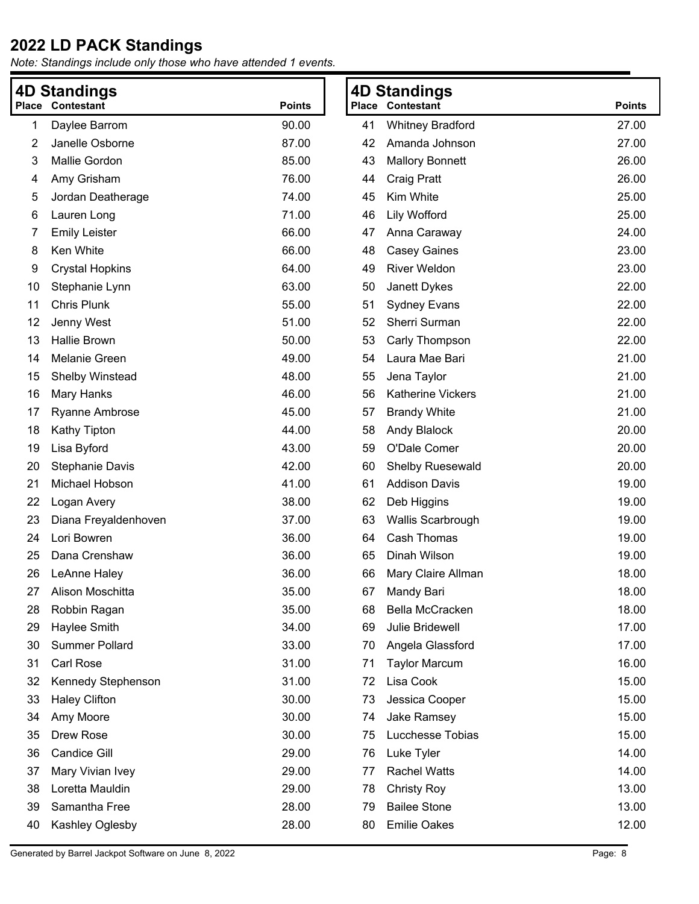# 2022 LD PACK Standings

*Note: Standings include only those who have attended 1 events.*

## 4D Standings

| Place | Contestant | Points |
|---|---|---|
| 1 | Daylee Barrom | 90.00 |
| 2 | Janelle Osborne | 87.00 |
| 3 | Mallie Gordon | 85.00 |
| 4 | Amy Grisham | 76.00 |
| 5 | Jordan Deatherage | 74.00 |
| 6 | Lauren Long | 71.00 |
| 7 | Emily Leister | 66.00 |
| 8 | Ken White | 66.00 |
| 9 | Crystal Hopkins | 64.00 |
| 10 | Stephanie Lynn | 63.00 |
| 11 | Chris Plunk | 55.00 |
| 12 | Jenny West | 51.00 |
| 13 | Hallie Brown | 50.00 |
| 14 | Melanie Green | 49.00 |
| 15 | Shelby Winstead | 48.00 |
| 16 | Mary Hanks | 46.00 |
| 17 | Ryanne Ambrose | 45.00 |
| 18 | Kathy Tipton | 44.00 |
| 19 | Lisa Byford | 43.00 |
| 20 | Stephanie Davis | 42.00 |
| 21 | Michael Hobson | 41.00 |
| 22 | Logan Avery | 38.00 |
| 23 | Diana Freyaldenhoven | 37.00 |
| 24 | Lori Bowren | 36.00 |
| 25 | Dana Crenshaw | 36.00 |
| 26 | LeAnne Haley | 36.00 |
| 27 | Alison Moschitta | 35.00 |
| 28 | Robbin Ragan | 35.00 |
| 29 | Haylee Smith | 34.00 |
| 30 | Summer Pollard | 33.00 |
| 31 | Carl Rose | 31.00 |
| 32 | Kennedy Stephenson | 31.00 |
| 33 | Haley Clifton | 30.00 |
| 34 | Amy Moore | 30.00 |
| 35 | Drew Rose | 30.00 |
| 36 | Candice Gill | 29.00 |
| 37 | Mary Vivian Ivey | 29.00 |
| 38 | Loretta Mauldin | 29.00 |
| 39 | Samantha Free | 28.00 |
| 40 | Kashley Oglesby | 28.00 |
| 41 | Whitney Bradford | 27.00 |
| 42 | Amanda Johnson | 27.00 |
| 43 | Mallory Bonnett | 26.00 |
| 44 | Craig Pratt | 26.00 |
| 45 | Kim White | 25.00 |
| 46 | Lily Wofford | 25.00 |
| 47 | Anna Caraway | 24.00 |
| 48 | Casey Gaines | 23.00 |
| 49 | River Weldon | 23.00 |
| 50 | Janett Dykes | 22.00 |
| 51 | Sydney Evans | 22.00 |
| 52 | Sherri Surman | 22.00 |
| 53 | Carly Thompson | 22.00 |
| 54 | Laura Mae Bari | 21.00 |
| 55 | Jena Taylor | 21.00 |
| 56 | Katherine Vickers | 21.00 |
| 57 | Brandy White | 21.00 |
| 58 | Andy Blalock | 20.00 |
| 59 | O'Dale Comer | 20.00 |
| 60 | Shelby Ruesewald | 20.00 |
| 61 | Addison Davis | 19.00 |
| 62 | Deb Higgins | 19.00 |
| 63 | Wallis Scarbrough | 19.00 |
| 64 | Cash Thomas | 19.00 |
| 65 | Dinah Wilson | 19.00 |
| 66 | Mary Claire Allman | 18.00 |
| 67 | Mandy Bari | 18.00 |
| 68 | Bella McCracken | 18.00 |
| 69 | Julie Bridewell | 17.00 |
| 70 | Angela Glassford | 17.00 |
| 71 | Taylor Marcum | 16.00 |
| 72 | Lisa Cook | 15.00 |
| 73 | Jessica Cooper | 15.00 |
| 74 | Jake Ramsey | 15.00 |
| 75 | Lucchesse Tobias | 15.00 |
| 76 | Luke Tyler | 14.00 |
| 77 | Rachel Watts | 14.00 |
| 78 | Christy Roy | 13.00 |
| 79 | Bailee Stone | 13.00 |
| 80 | Emilie Oakes | 12.00 |

Generated by Barrel Jackpot Software on June 8, 2022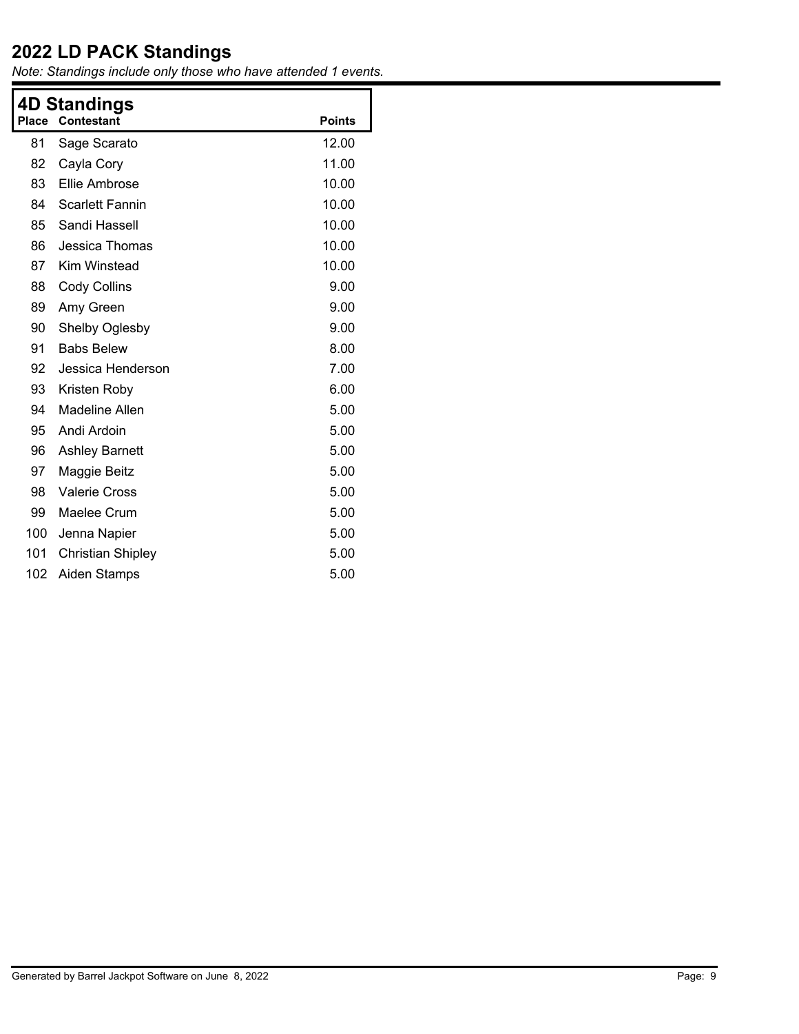# 2022 LD PACK Standings

*Note: Standings include only those who have attended 1 events.*

## 4D Standings

| Place | Contestant | Points |
|---|---|---|
| 81 | Sage Scarato | 12.00 |
| 82 | Cayla Cory | 11.00 |
| 83 | Ellie Ambrose | 10.00 |
| 84 | Scarlett Fannin | 10.00 |
| 85 | Sandi Hassell | 10.00 |
| 86 | Jessica Thomas | 10.00 |
| 87 | Kim Winstead | 10.00 |
| 88 | Cody Collins | 9.00 |
| 89 | Amy Green | 9.00 |
| 90 | Shelby Oglesby | 9.00 |
| 91 | Babs Belew | 8.00 |
| 92 | Jessica Henderson | 7.00 |
| 93 | Kristen Roby | 6.00 |
| 94 | Madeline Allen | 5.00 |
| 95 | Andi Ardoin | 5.00 |
| 96 | Ashley Barnett | 5.00 |
| 97 | Maggie Beitz | 5.00 |
| 98 | Valerie Cross | 5.00 |
| 99 | Maelee Crum | 5.00 |
| 100 | Jenna Napier | 5.00 |
| 101 | Christian Shipley | 5.00 |
| 102 | Aiden Stamps | 5.00 |

Generated by Barrel Jackpot Software on June 8, 2022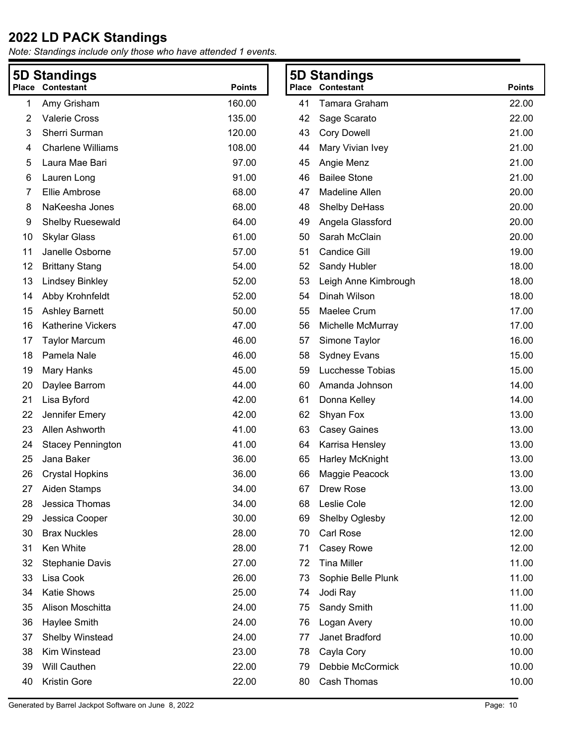# 2022 LD PACK Standings

*Note: Standings include only those who have attended 1 events.*

## 5D Standings

| Place | Contestant | Points |
|---|---|---|
| 1 | Amy Grisham | 160.00 |
| 2 | Valerie Cross | 135.00 |
| 3 | Sherri Surman | 120.00 |
| 4 | Charlene Williams | 108.00 |
| 5 | Laura Mae Bari | 97.00 |
| 6 | Lauren Long | 91.00 |
| 7 | Ellie Ambrose | 68.00 |
| 8 | NaKeesha Jones | 68.00 |
| 9 | Shelby Ruesewald | 64.00 |
| 10 | Skylar Glass | 61.00 |
| 11 | Janelle Osborne | 57.00 |
| 12 | Brittany Stang | 54.00 |
| 13 | Lindsey Binkley | 52.00 |
| 14 | Abby Krohnfeldt | 52.00 |
| 15 | Ashley Barnett | 50.00 |
| 16 | Katherine Vickers | 47.00 |
| 17 | Taylor Marcum | 46.00 |
| 18 | Pamela Nale | 46.00 |
| 19 | Mary Hanks | 45.00 |
| 20 | Daylee Barrom | 44.00 |
| 21 | Lisa Byford | 42.00 |
| 22 | Jennifer Emery | 42.00 |
| 23 | Allen Ashworth | 41.00 |
| 24 | Stacey Pennington | 41.00 |
| 25 | Jana Baker | 36.00 |
| 26 | Crystal Hopkins | 36.00 |
| 27 | Aiden Stamps | 34.00 |
| 28 | Jessica Thomas | 34.00 |
| 29 | Jessica Cooper | 30.00 |
| 30 | Brax Nuckles | 28.00 |
| 31 | Ken White | 28.00 |
| 32 | Stephanie Davis | 27.00 |
| 33 | Lisa Cook | 26.00 |
| 34 | Katie Shows | 25.00 |
| 35 | Alison Moschitta | 24.00 |
| 36 | Haylee Smith | 24.00 |
| 37 | Shelby Winstead | 24.00 |
| 38 | Kim Winstead | 23.00 |
| 39 | Will Cauthen | 22.00 |
| 40 | Kristin Gore | 22.00 |
| 41 | Tamara Graham | 22.00 |
| 42 | Sage Scarato | 22.00 |
| 43 | Cory Dowell | 21.00 |
| 44 | Mary Vivian Ivey | 21.00 |
| 45 | Angie Menz | 21.00 |
| 46 | Bailee Stone | 21.00 |
| 47 | Madeline Allen | 20.00 |
| 48 | Shelby DeHass | 20.00 |
| 49 | Angela Glassford | 20.00 |
| 50 | Sarah McClain | 20.00 |
| 51 | Candice Gill | 19.00 |
| 52 | Sandy Hubler | 18.00 |
| 53 | Leigh Anne Kimbrough | 18.00 |
| 54 | Dinah Wilson | 18.00 |
| 55 | Maelee Crum | 17.00 |
| 56 | Michelle McMurray | 17.00 |
| 57 | Simone Taylor | 16.00 |
| 58 | Sydney Evans | 15.00 |
| 59 | Lucchesse Tobias | 15.00 |
| 60 | Amanda Johnson | 14.00 |
| 61 | Donna Kelley | 14.00 |
| 62 | Shyan Fox | 13.00 |
| 63 | Casey Gaines | 13.00 |
| 64 | Karrisa Hensley | 13.00 |
| 65 | Harley McKnight | 13.00 |
| 66 | Maggie Peacock | 13.00 |
| 67 | Drew Rose | 13.00 |
| 68 | Leslie Cole | 12.00 |
| 69 | Shelby Oglesby | 12.00 |
| 70 | Carl Rose | 12.00 |
| 71 | Casey Rowe | 12.00 |
| 72 | Tina Miller | 11.00 |
| 73 | Sophie Belle Plunk | 11.00 |
| 74 | Jodi Ray | 11.00 |
| 75 | Sandy Smith | 11.00 |
| 76 | Logan Avery | 10.00 |
| 77 | Janet Bradford | 10.00 |
| 78 | Cayla Cory | 10.00 |
| 79 | Debbie McCormick | 10.00 |
| 80 | Cash Thomas | 10.00 |

Generated by Barrel Jackpot Software on June 8, 2022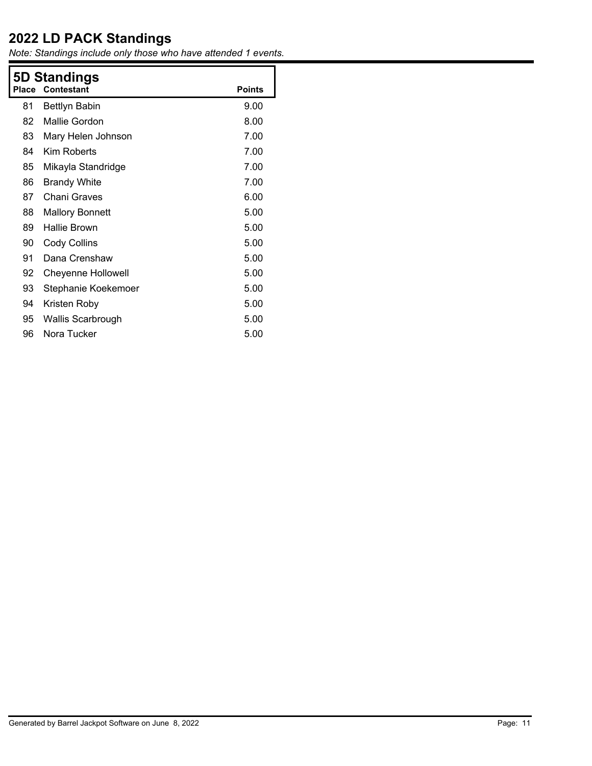# 2022 LD PACK Standings

*Note: Standings include only those who have attended 1 events.*

## 5D Standings

| Place | Contestant | Points |
|---|---|---|
| 81 | Bettlyn Babin | 9.00 |
| 82 | Mallie Gordon | 8.00 |
| 83 | Mary Helen Johnson | 7.00 |
| 84 | Kim Roberts | 7.00 |
| 85 | Mikayla Standridge | 7.00 |
| 86 | Brandy White | 7.00 |
| 87 | Chani Graves | 6.00 |
| 88 | Mallory Bonnett | 5.00 |
| 89 | Hallie Brown | 5.00 |
| 90 | Cody Collins | 5.00 |
| 91 | Dana Crenshaw | 5.00 |
| 92 | Cheyenne Hollowell | 5.00 |
| 93 | Stephanie Koekemoer | 5.00 |
| 94 | Kristen Roby | 5.00 |
| 95 | Wallis Scarbrough | 5.00 |
| 96 | Nora Tucker | 5.00 |

Generated by Barrel Jackpot Software on June 8, 2022